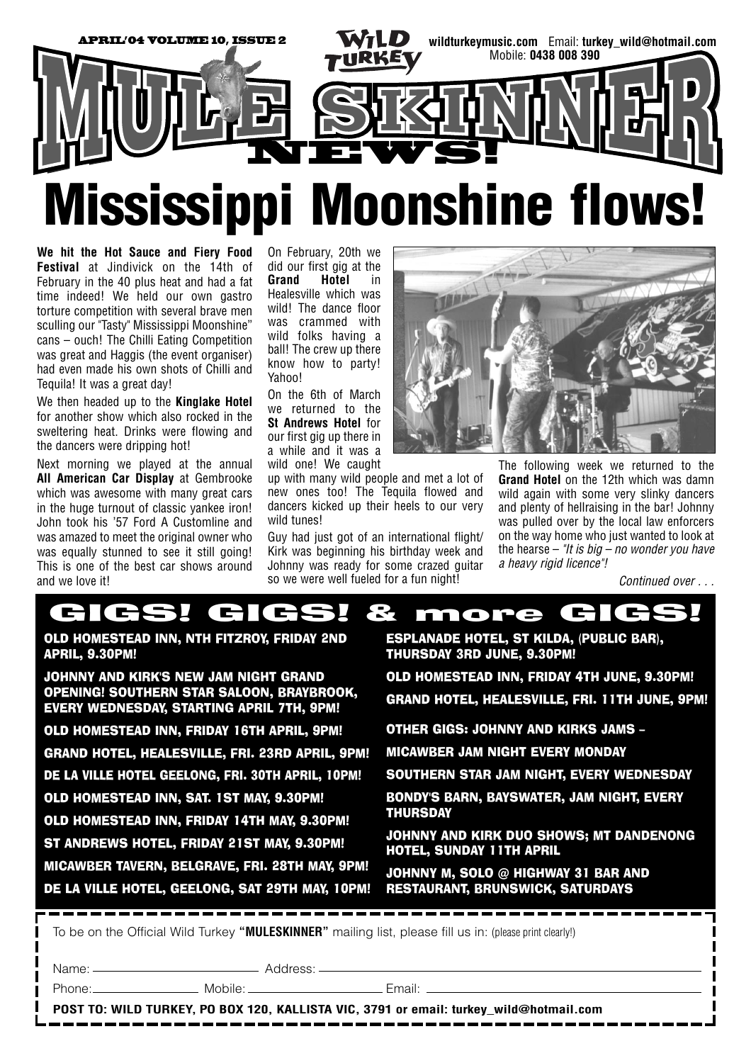APRIL/04 VOLUME 10, ISSUE 2

WILD TURKEY

wildturkeymusic.com Email: turkey_wild@hotmail.com
Mobile: 0438 008 390

# MULE SKINNER NEWS!

# Mississippi Moonshine flows!

**We hit the Hot Sauce and Fiery Food Festival** at Jindivick on the 14th of February in the 40 plus heat and had a fat time indeed! We held our own gastro torture competition with several brave men sculling our "Tasty" Mississippi Moonshine" cans – ouch! The Chilli Eating Competition was great and Haggis (the event organiser) had even made his own shots of Chilli and Tequila! It was a great day!

We then headed up to the **Kinglake Hotel** for another show which also rocked in the sweltering heat. Drinks were flowing and the dancers were dripping hot!

Next morning we played at the annual **All American Car Display** at Gembrooke which was awesome with many great cars in the huge turnout of classic yankee iron! John took his '57 Ford A Customline and was amazed to meet the original owner who was equally stunned to see it still going! This is one of the best car shows around and we love it!

On February, 20th we did our first gig at the **Grand Hotel** in Healesville which was wild! The dance floor was crammed with wild folks having a ball! The crew up there know how to party! Yahoo!

On the 6th of March we returned to the **St Andrews Hotel** for our first gig up there in a while and it was a wild one! We caught up with many wild people and met a lot of new ones too! The Tequila flowed and dancers kicked up their heels to our very wild tunes!

Guy had just got of an international flight/ Kirk was beginning his birthday week and Johnny was ready for some crazed guitar so we were well fueled for a fun night!

The following week we returned to the **Grand Hotel** on the 12th which was damn wild again with some very slinky dancers and plenty of hellraising in the bar! Johnny was pulled over by the local law enforcers on the way home who just wanted to look at the hearse – *"It is big – no wonder you have a heavy rigid licence"!*

*Continued over . . .*

## GIGS! GIGS! & more GIGS!

- OLD HOMESTEAD INN, NTH FITZROY, FRIDAY 2ND APRIL, 9.30PM!
- JOHNNY AND KIRK'S NEW JAM NIGHT GRAND OPENING! SOUTHERN STAR SALOON, BRAYBROOK, EVERY WEDNESDAY, STARTING APRIL 7TH, 9PM!
- OLD HOMESTEAD INN, FRIDAY 16TH APRIL, 9PM!
- GRAND HOTEL, HEALESVILLE, FRI. 23RD APRIL, 9PM!
- DE LA VILLE HOTEL GEELONG, FRI. 30TH APRIL, 10PM!
- OLD HOMESTEAD INN, SAT. 1ST MAY, 9.30PM!
- OLD HOMESTEAD INN, FRIDAY 14TH MAY, 9.30PM!
- ST ANDREWS HOTEL, FRIDAY 21ST MAY, 9.30PM!
- MICAWBER TAVERN, BELGRAVE, FRI. 28TH MAY, 9PM!
- DE LA VILLE HOTEL, GEELONG, SAT 29TH MAY, 10PM!
- ESPLANADE HOTEL, ST KILDA, (PUBLIC BAR), THURSDAY 3RD JUNE, 9.30PM!
- OLD HOMESTEAD INN, FRIDAY 4TH JUNE, 9.30PM!
- GRAND HOTEL, HEALESVILLE, FRI. 11TH JUNE, 9PM!

OTHER GIGS: JOHNNY AND KIRKS JAMS –

- MICAWBER JAM NIGHT EVERY MONDAY
- SOUTHERN STAR JAM NIGHT, EVERY WEDNESDAY
- BONDY'S BARN, BAYSWATER, JAM NIGHT, EVERY THURSDAY
- JOHNNY AND KIRK DUO SHOWS; MT DANDENONG HOTEL, SUNDAY 11TH APRIL
- JOHNNY M, SOLO @ HIGHWAY 31 BAR AND RESTAURANT, BRUNSWICK, SATURDAYS

To be on the Official Wild Turkey **"MULESKINNER"** mailing list, please fill us in: (please print clearly!)

Name: ____________ Address: ____________

Phone: ____________ Mobile: ____________ Email: ____________

**POST TO: WILD TURKEY, PO BOX 120, KALLISTA VIC, 3791 or email: turkey_wild@hotmail.com**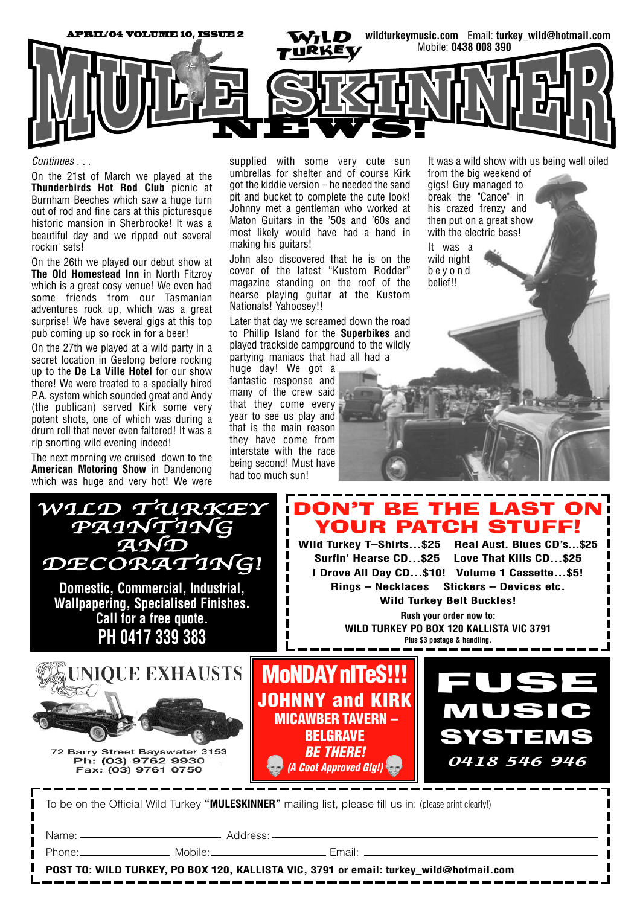APRIL'04 VOLUME 10, ISSUE 2

WILD TURKEY

wildturkeymusic.com Email: **turkey_wild@hotmail.com**
Mobile: **0438 008 390**

# MULE SKINNER NEWS!

*Continues . . .*

On the 21st of March we played at the **Thunderbirds Hot Rod Club** picnic at Burnham Beeches which saw a huge turn out of rod and fine cars at this picturesque historic mansion in Sherbrooke! It was a beautiful day and we ripped out several rockin' sets!

On the 26th we played our debut show at **The Old Homestead Inn** in North Fitzroy which is a great cosy venue! We even had some friends from our Tasmanian adventures rock up, which was a great surprise! We have several gigs at this top pub coming up so rock in for a beer!

On the 27th we played at a wild party in a secret location in Geelong before rocking up to the **De La Ville Hotel** for our show there! We were treated to a specially hired P.A. system which sounded great and Andy (the publican) served Kirk some very potent shots, one of which was during a drum roll that never even faltered! It was a rip snorting wild evening indeed!

The next morning we cruised down to the **American Motoring Show** in Dandenong which was huge and very hot! We were supplied with some very cute sun umbrellas for shelter and of course Kirk got the kiddie version – he needed the sand pit and bucket to complete the cute look! Johnny met a gentleman who worked at Maton Guitars in the '50s and '60s and most likely would have had a hand in making his guitars!

John also discovered that he is on the cover of the latest "Kustom Rodder" magazine standing on the roof of the hearse playing guitar at the Kustom Nationals! Yahoosey!!

Later that day we screamed down the road to Phillip Island for the **Superbikes** and played trackside campground to the wildly partying maniacs that had all had a huge day! We got a fantastic response and many of the crew said that they come every year to see us play and that is the main reason they have come from interstate with the race being second! Must have had too much sun!

It was a wild show with us being well oiled from the big weekend of gigs! Guy managed to break the "Canoe" in his crazed frenzy and then put on a great show with the electric bass!

It was a wild night beyond belief!!

## WILD TURKEY PAINTING AND DECORATING!

**Domestic, Commercial, Industrial, Wallpapering, Specialised Finishes. Call for a free quote.**

**PH 0417 339 383**

## DON'T BE THE LAST ON YOUR PATCH STUFF!

**Wild Turkey T–Shirts...$25 Real Aust. Blues CD's...$25**
**Surfin' Hearse CD...$25 Love That Kills CD...$25**
**I Drove All Day CD...$10! Volume 1 Cassette...$5!**
**Rings – Necklaces Stickers – Devices etc.**
**Wild Turkey Belt Buckles!**

**Rush your order now to:**
**WILD TURKEY PO BOX 120 KALLISTA VIC 3791**
**Plus $3 postage & handling.**

## UNIQUE EXHAUSTS

72 Barry Street Bayswater 3153
Ph: (03) 9762 9930
Fax: (03) 9761 0750

## MoNDAY nITeS!!!

**JOHNNY and KIRK**
**MICAWBER TAVERN – BELGRAVE**
***BE THERE!***
***(A Coot Approved Gig!)***

## FUSE MUSIC SYSTEMS

*0418 546 946*

To be on the Official Wild Turkey **"MULESKINNER"** mailing list, please fill us in: (please print clearly!)

Name: ____________ Address: ____________

Phone: ____________ Mobile: ____________ Email: ____________

**POST TO: WILD TURKEY, PO BOX 120, KALLISTA VIC, 3791 or email: turkey_wild@hotmail.com**